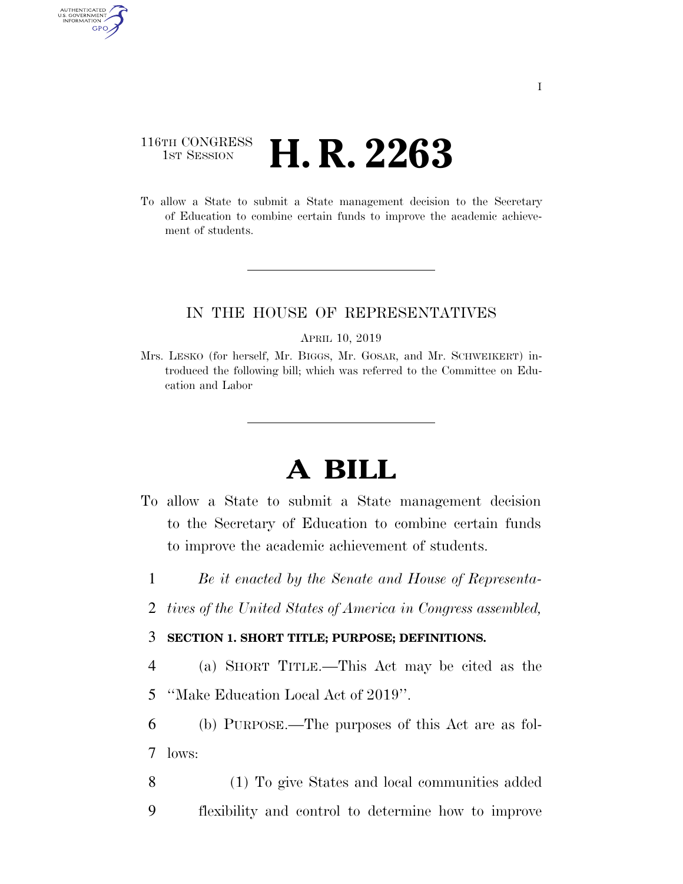116TH CONGRESS
1ST SESSION

# H. R. 2263

To allow a State to submit a State management decision to the Secretary of Education to combine certain funds to improve the academic achievement of students.

IN THE HOUSE OF REPRESENTATIVES

APRIL 10, 2019

Mrs. LESKO (for herself, Mr. BIGGS, Mr. GOSAR, and Mr. SCHWEIKERT) introduced the following bill; which was referred to the Committee on Education and Labor

# A BILL

To allow a State to submit a State management decision to the Secretary of Education to combine certain funds to improve the academic achievement of students.

1 *Be it enacted by the Senate and House of Representa-*
2 *tives of the United States of America in Congress assembled,*

3 **SECTION 1. SHORT TITLE; PURPOSE; DEFINITIONS.**

4 (a) SHORT TITLE.—This Act may be cited as the
5 "Make Education Local Act of 2019".

6 (b) PURPOSE.—The purposes of this Act are as fol-
7 lows:

8 (1) To give States and local communities added
9 flexibility and control to determine how to improve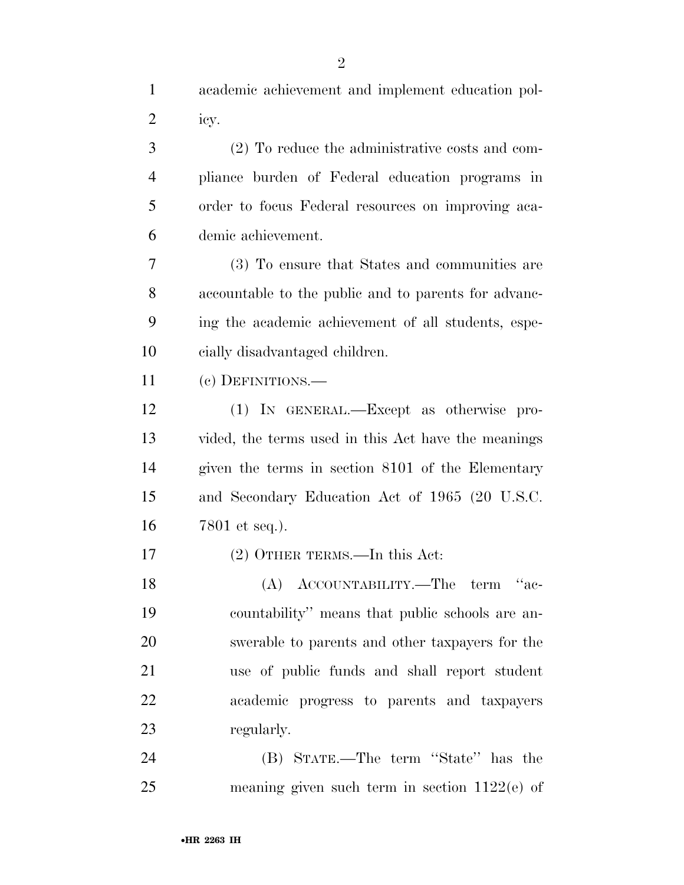academic achievement and implement education policy.

(2) To reduce the administrative costs and compliance burden of Federal education programs in order to focus Federal resources on improving academic achievement.

(3) To ensure that States and communities are accountable to the public and to parents for advancing the academic achievement of all students, especially disadvantaged children.

(c) DEFINITIONS.—

(1) IN GENERAL.—Except as otherwise provided, the terms used in this Act have the meanings given the terms in section 8101 of the Elementary and Secondary Education Act of 1965 (20 U.S.C. 7801 et seq.).

(2) OTHER TERMS.—In this Act:

(A) ACCOUNTABILITY.—The term ''accountability'' means that public schools are answerable to parents and other taxpayers for the use of public funds and shall report student academic progress to parents and taxpayers regularly.

(B) STATE.—The term ''State'' has the meaning given such term in section 1122(e) of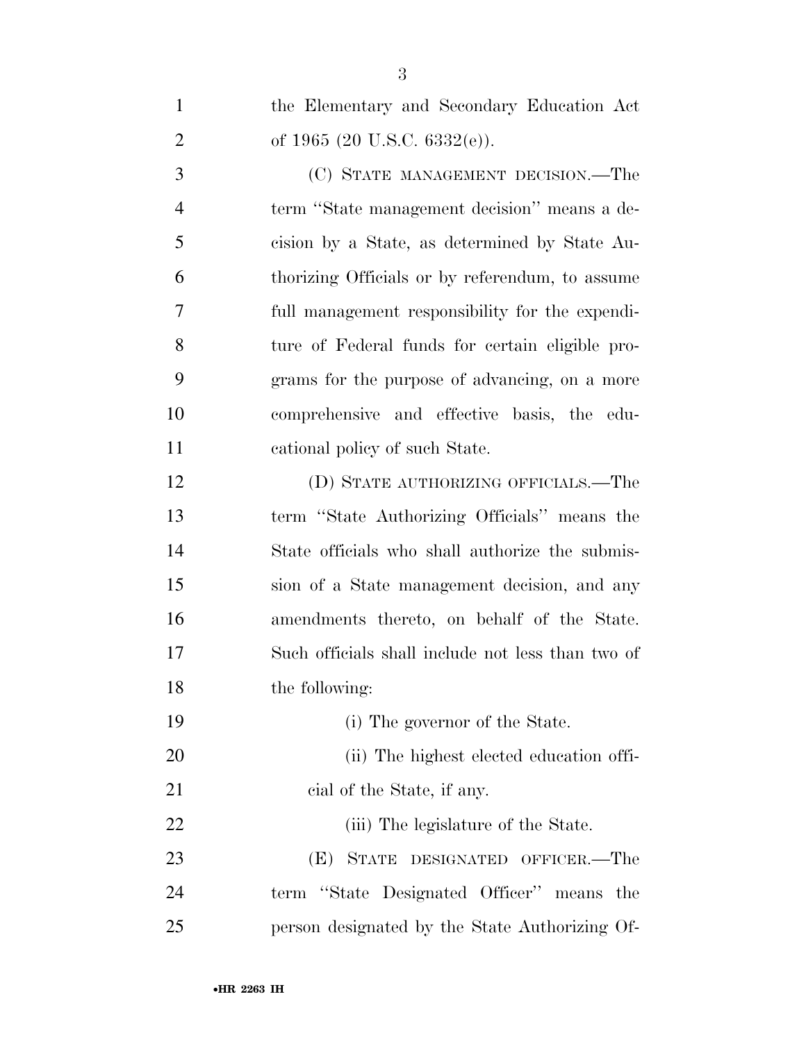the Elementary and Secondary Education Act of 1965 (20 U.S.C. 6332(e)).

(C) STATE MANAGEMENT DECISION.—The term ''State management decision'' means a decision by a State, as determined by State Authorizing Officials or by referendum, to assume full management responsibility for the expenditure of Federal funds for certain eligible programs for the purpose of advancing, on a more comprehensive and effective basis, the educational policy of such State.

(D) STATE AUTHORIZING OFFICIALS.—The term ''State Authorizing Officials'' means the State officials who shall authorize the submission of a State management decision, and any amendments thereto, on behalf of the State. Such officials shall include not less than two of the following:

(i) The governor of the State.

(ii) The highest elected education official of the State, if any.

(iii) The legislature of the State.

(E) STATE DESIGNATED OFFICER.—The term ''State Designated Officer'' means the person designated by the State Authorizing Of-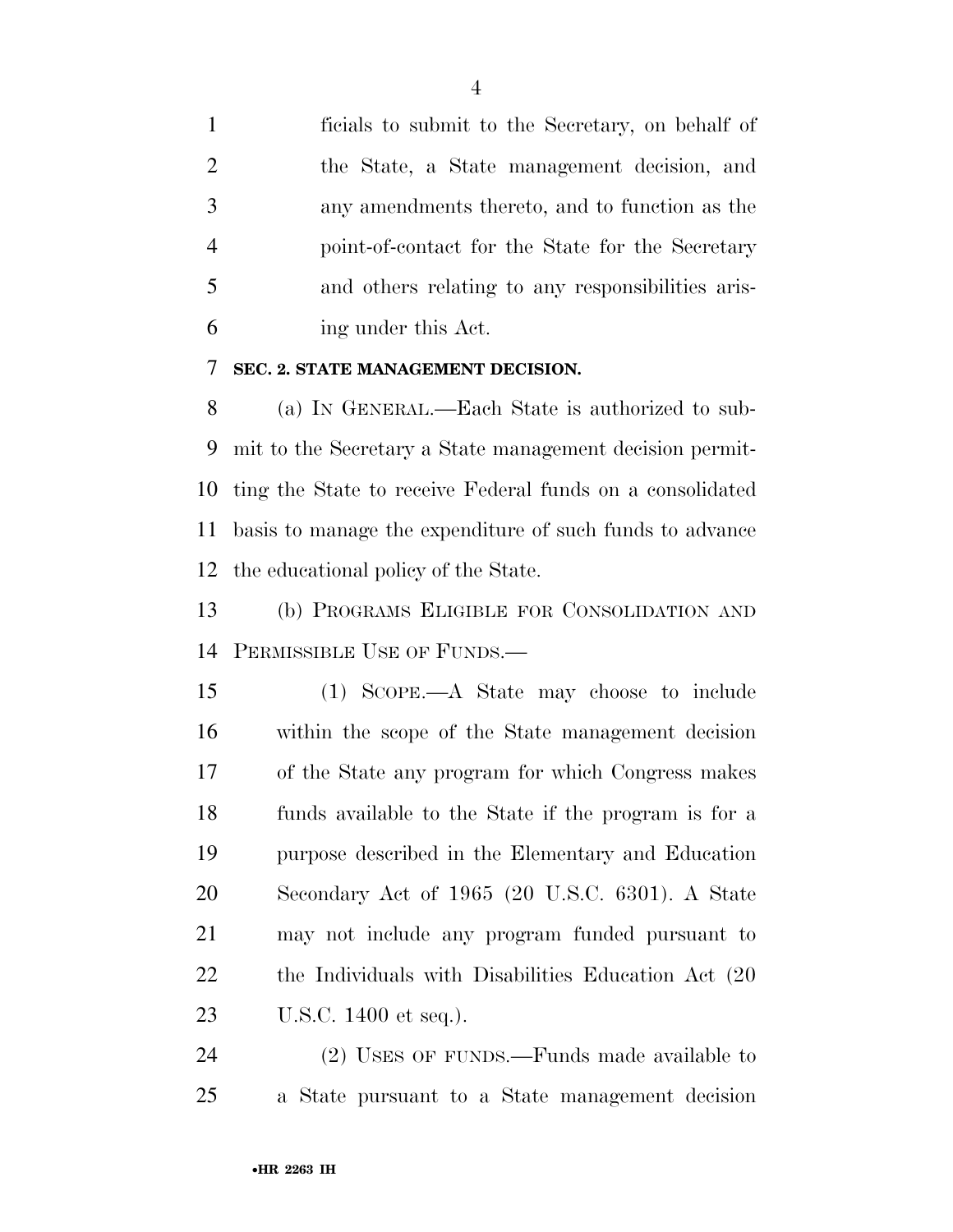ficials to submit to the Secretary, on behalf of the State, a State management decision, and any amendments thereto, and to function as the point-of-contact for the State for the Secretary and others relating to any responsibilities arising under this Act.

### SEC. 2. STATE MANAGEMENT DECISION.

(a) IN GENERAL.—Each State is authorized to submit to the Secretary a State management decision permitting the State to receive Federal funds on a consolidated basis to manage the expenditure of such funds to advance the educational policy of the State.

(b) PROGRAMS ELIGIBLE FOR CONSOLIDATION AND PERMISSIBLE USE OF FUNDS.—

(1) SCOPE.—A State may choose to include within the scope of the State management decision of the State any program for which Congress makes funds available to the State if the program is for a purpose described in the Elementary and Education Secondary Act of 1965 (20 U.S.C. 6301). A State may not include any program funded pursuant to the Individuals with Disabilities Education Act (20 U.S.C. 1400 et seq.).

(2) USES OF FUNDS.—Funds made available to a State pursuant to a State management decision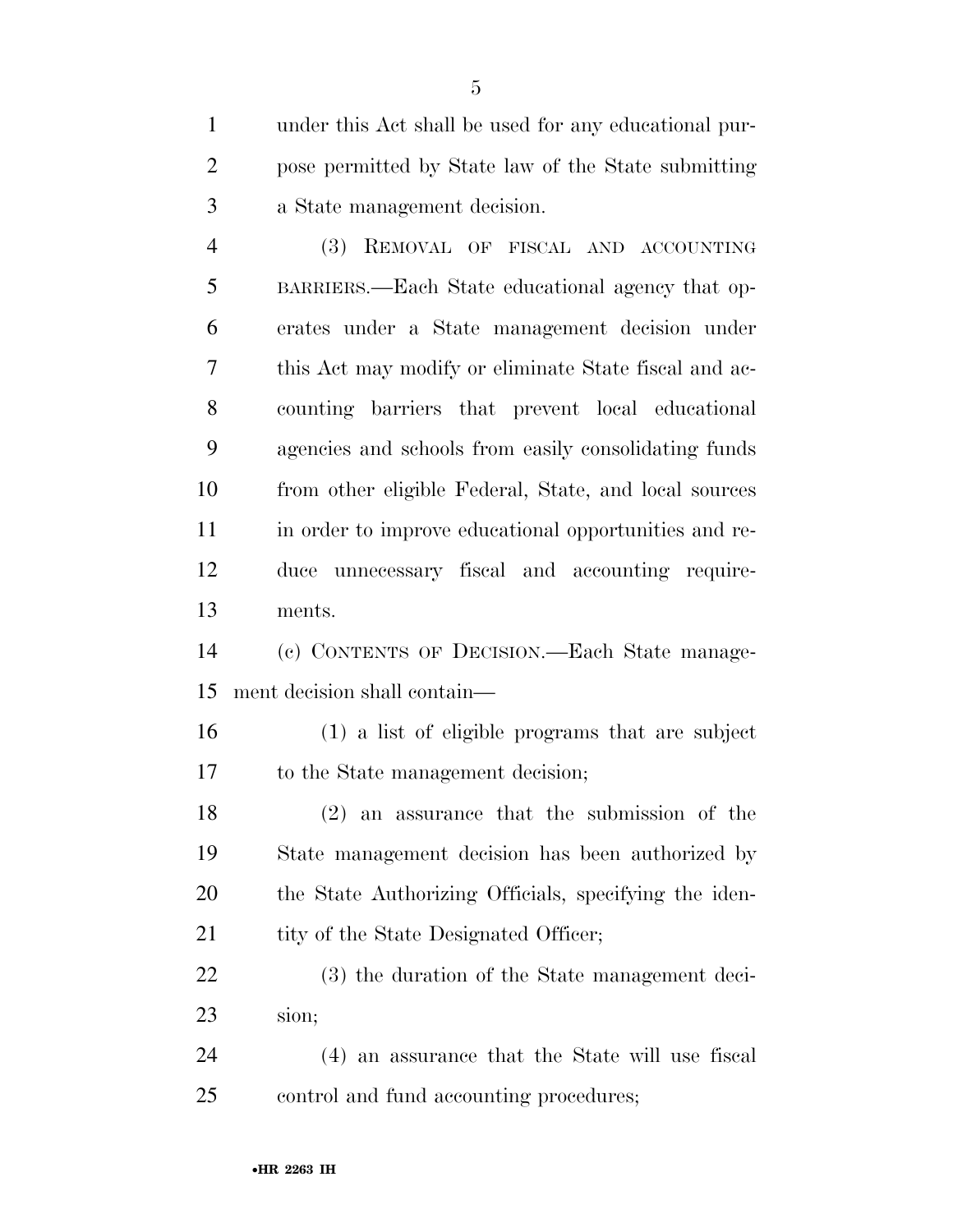under this Act shall be used for any educational purpose permitted by State law of the State submitting a State management decision.

(3) REMOVAL OF FISCAL AND ACCOUNTING BARRIERS.—Each State educational agency that operates under a State management decision under this Act may modify or eliminate State fiscal and accounting barriers that prevent local educational agencies and schools from easily consolidating funds from other eligible Federal, State, and local sources in order to improve educational opportunities and reduce unnecessary fiscal and accounting requirements.

(c) CONTENTS OF DECISION.—Each State management decision shall contain—

(1) a list of eligible programs that are subject to the State management decision;

(2) an assurance that the submission of the State management decision has been authorized by the State Authorizing Officials, specifying the identity of the State Designated Officer;

(3) the duration of the State management decision;

(4) an assurance that the State will use fiscal control and fund accounting procedures;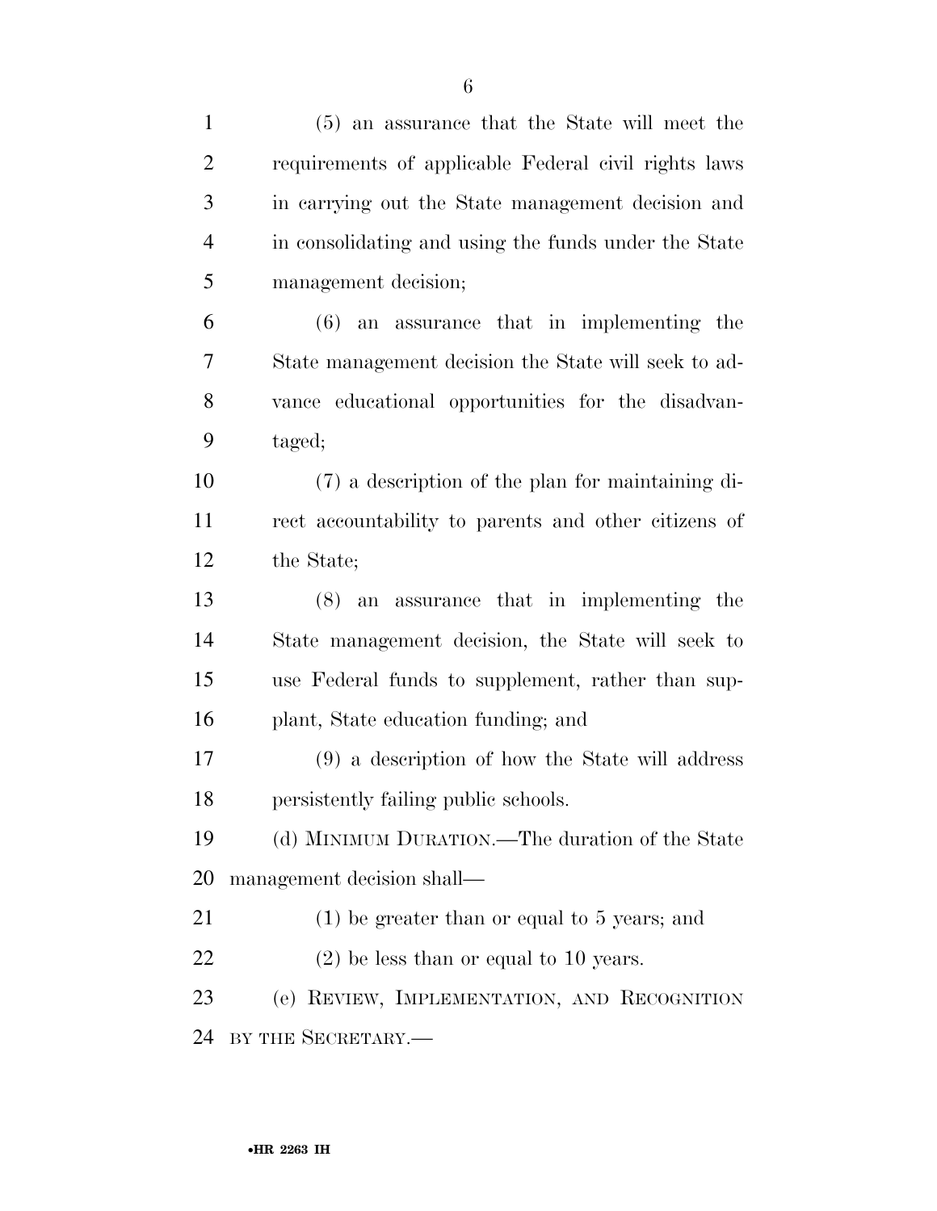(5) an assurance that the State will meet the requirements of applicable Federal civil rights laws in carrying out the State management decision and in consolidating and using the funds under the State management decision;

(6) an assurance that in implementing the State management decision the State will seek to advance educational opportunities for the disadvantaged;

(7) a description of the plan for maintaining direct accountability to parents and other citizens of the State;

(8) an assurance that in implementing the State management decision, the State will seek to use Federal funds to supplement, rather than supplant, State education funding; and

(9) a description of how the State will address persistently failing public schools.

(d) MINIMUM DURATION.—The duration of the State management decision shall—

(1) be greater than or equal to 5 years; and

(2) be less than or equal to 10 years.

(e) REVIEW, IMPLEMENTATION, AND RECOGNITION BY THE SECRETARY.—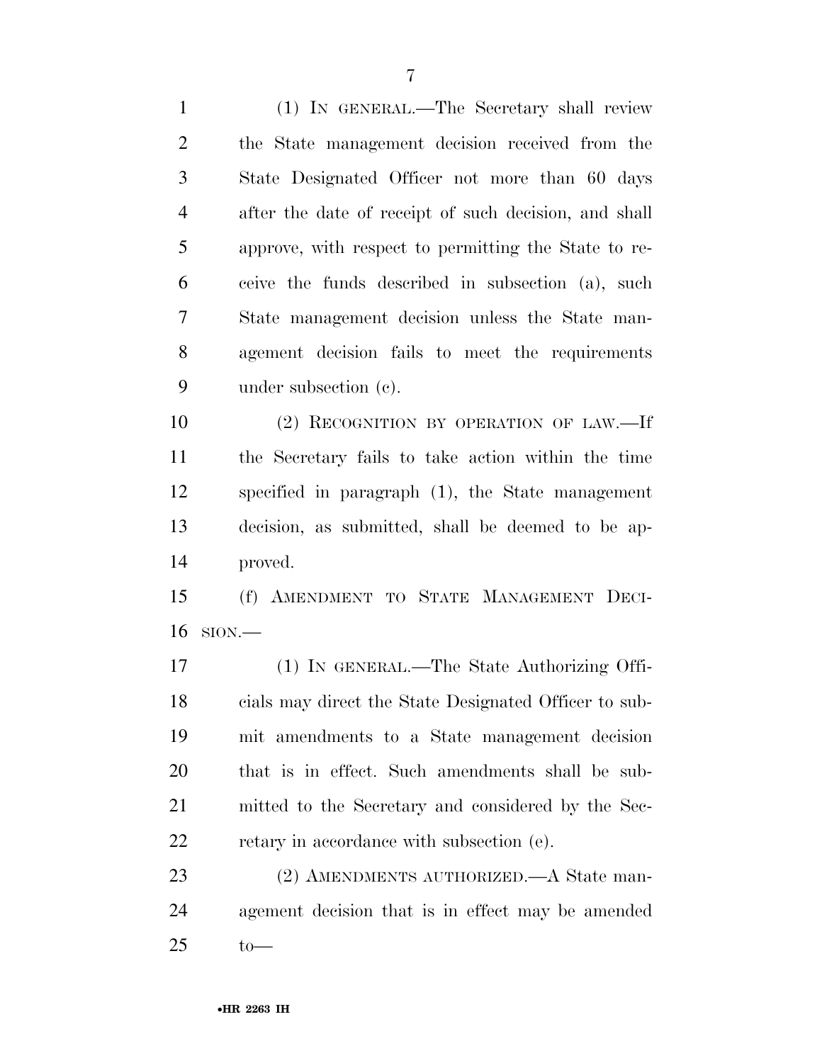(1) IN GENERAL.—The Secretary shall review the State management decision received from the State Designated Officer not more than 60 days after the date of receipt of such decision, and shall approve, with respect to permitting the State to receive the funds described in subsection (a), such State management decision unless the State management decision fails to meet the requirements under subsection (c).

(2) RECOGNITION BY OPERATION OF LAW.—If the Secretary fails to take action within the time specified in paragraph (1), the State management decision, as submitted, shall be deemed to be approved.

(f) AMENDMENT TO STATE MANAGEMENT DECISION.—

(1) IN GENERAL.—The State Authorizing Officials may direct the State Designated Officer to submit amendments to a State management decision that is in effect. Such amendments shall be submitted to the Secretary and considered by the Secretary in accordance with subsection (e).

(2) AMENDMENTS AUTHORIZED.—A State management decision that is in effect may be amended to—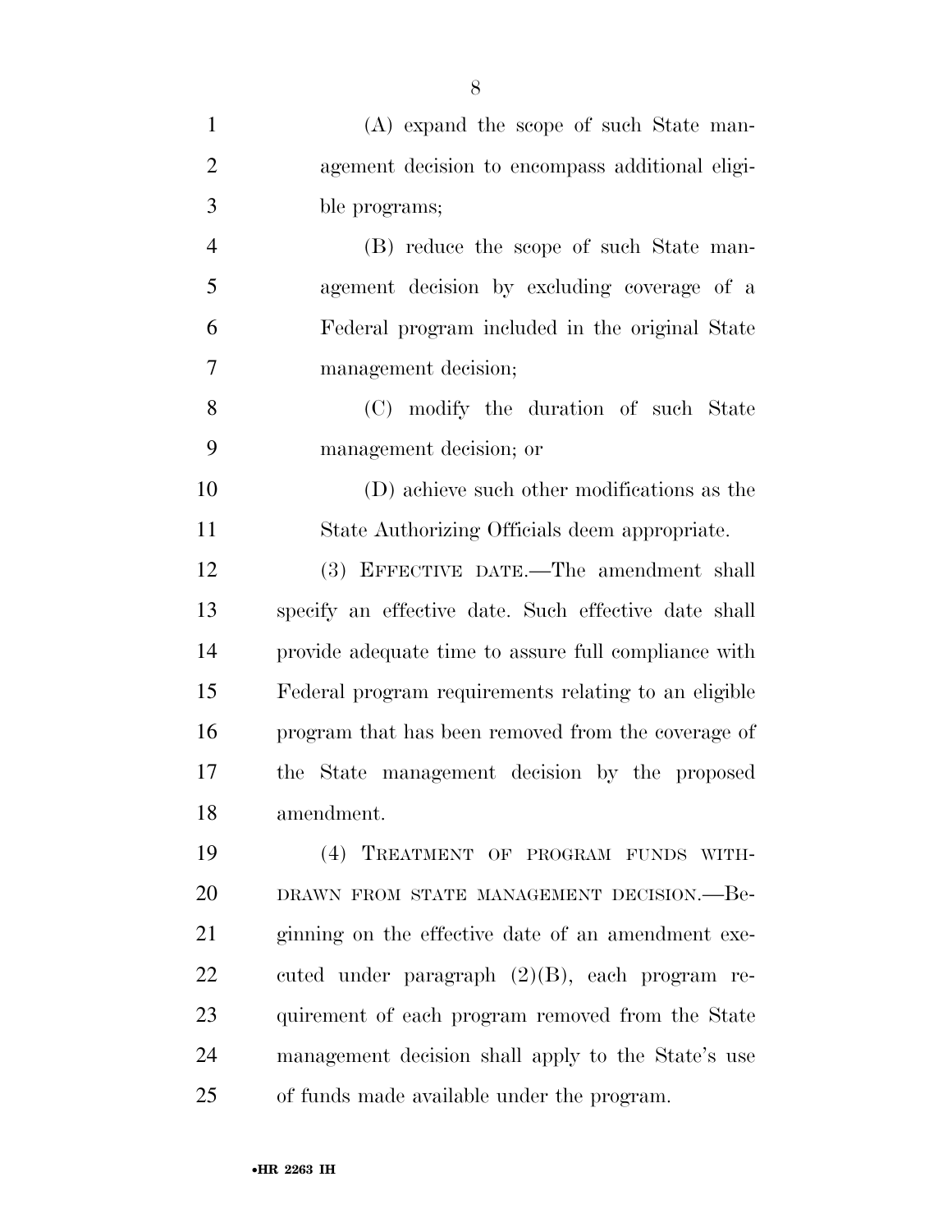(A) expand the scope of such State management decision to encompass additional eligible programs;

(B) reduce the scope of such State management decision by excluding coverage of a Federal program included in the original State management decision;

(C) modify the duration of such State management decision; or

(D) achieve such other modifications as the State Authorizing Officials deem appropriate.

(3) EFFECTIVE DATE.—The amendment shall specify an effective date. Such effective date shall provide adequate time to assure full compliance with Federal program requirements relating to an eligible program that has been removed from the coverage of the State management decision by the proposed amendment.

(4) TREATMENT OF PROGRAM FUNDS WITHDRAWN FROM STATE MANAGEMENT DECISION.—Beginning on the effective date of an amendment executed under paragraph (2)(B), each program requirement of each program removed from the State management decision shall apply to the State's use of funds made available under the program.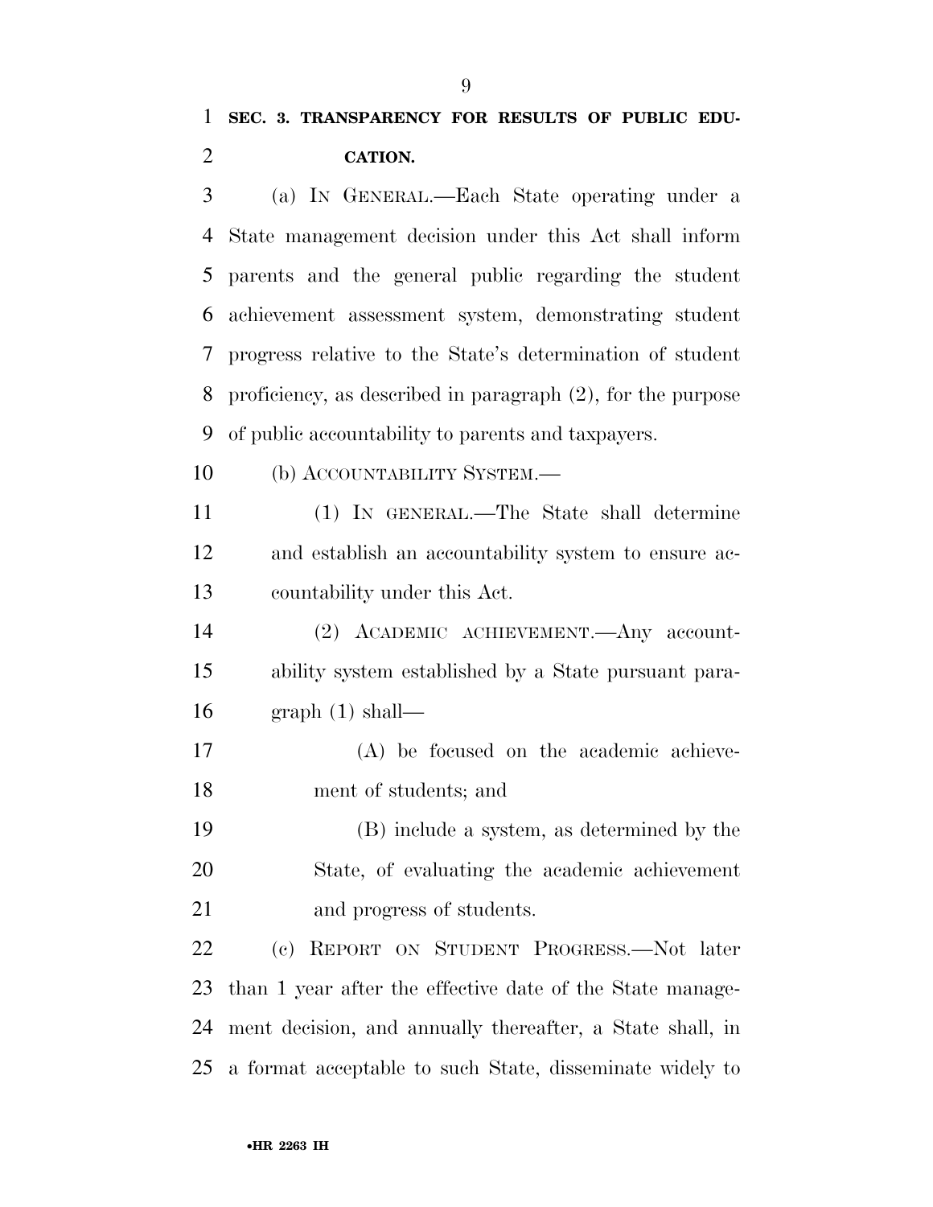## SEC. 3. TRANSPARENCY FOR RESULTS OF PUBLIC EDUCATION.

(a) IN GENERAL.—Each State operating under a State management decision under this Act shall inform parents and the general public regarding the student achievement assessment system, demonstrating student progress relative to the State's determination of student proficiency, as described in paragraph (2), for the purpose of public accountability to parents and taxpayers.

(b) ACCOUNTABILITY SYSTEM.—

(1) IN GENERAL.—The State shall determine and establish an accountability system to ensure accountability under this Act.

(2) ACADEMIC ACHIEVEMENT.—Any accountability system established by a State pursuant paragraph (1) shall—

(A) be focused on the academic achievement of students; and

(B) include a system, as determined by the State, of evaluating the academic achievement and progress of students.

(c) REPORT ON STUDENT PROGRESS.—Not later than 1 year after the effective date of the State management decision, and annually thereafter, a State shall, in a format acceptable to such State, disseminate widely to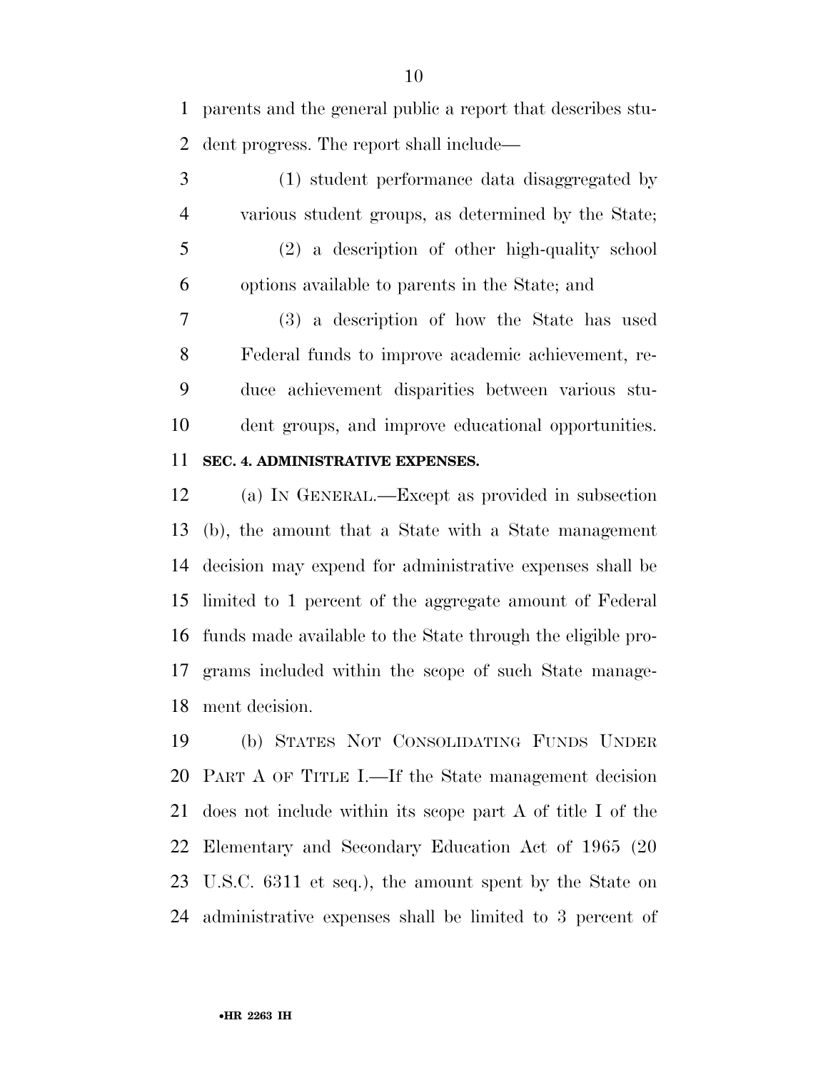parents and the general public a report that describes student progress. The report shall include—

(1) student performance data disaggregated by various student groups, as determined by the State;

(2) a description of other high-quality school options available to parents in the State; and

(3) a description of how the State has used Federal funds to improve academic achievement, reduce achievement disparities between various student groups, and improve educational opportunities.

**SEC. 4. ADMINISTRATIVE EXPENSES.**

(a) IN GENERAL.—Except as provided in subsection (b), the amount that a State with a State management decision may expend for administrative expenses shall be limited to 1 percent of the aggregate amount of Federal funds made available to the State through the eligible programs included within the scope of such State management decision.

(b) STATES NOT CONSOLIDATING FUNDS UNDER PART A OF TITLE I.—If the State management decision does not include within its scope part A of title I of the Elementary and Secondary Education Act of 1965 (20 U.S.C. 6311 et seq.), the amount spent by the State on administrative expenses shall be limited to 3 percent of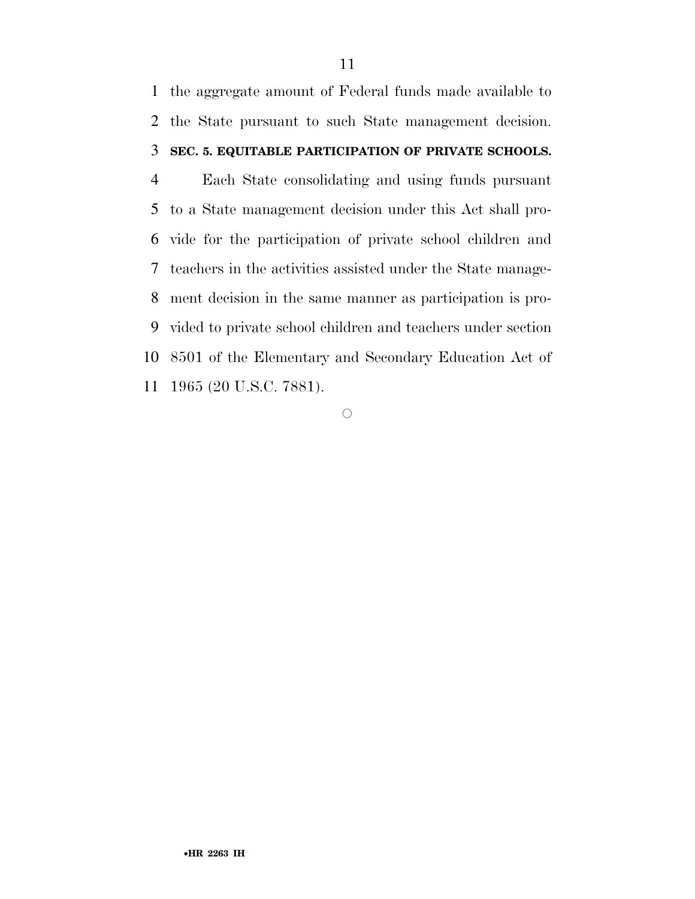the aggregate amount of Federal funds made available to the State pursuant to such State management decision.

### SEC. 5. EQUITABLE PARTICIPATION OF PRIVATE SCHOOLS.

Each State consolidating and using funds pursuant to a State management decision under this Act shall provide for the participation of private school children and teachers in the activities assisted under the State management decision in the same manner as participation is provided to private school children and teachers under section 8501 of the Elementary and Secondary Education Act of 1965 (20 U.S.C. 7881).

○